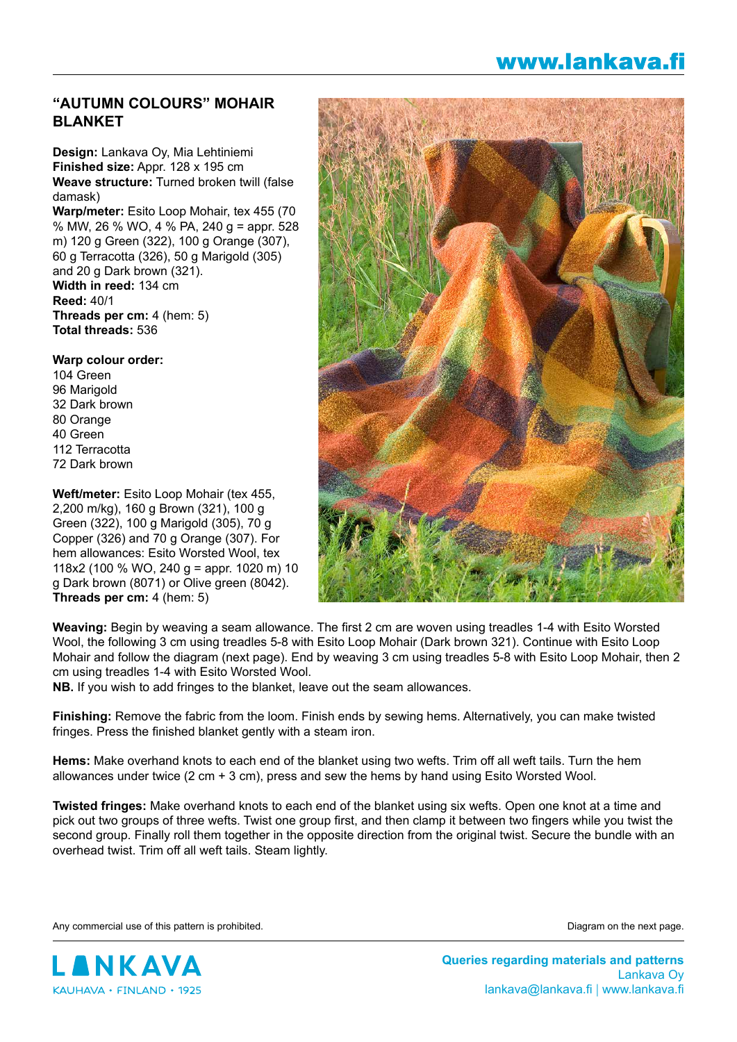# "AUTUMN COLOURS" MOHAIR BLANKET

**Design:** Lankava Oy, Mia Lehtiniemi
**Finished size:** Appr. 128 x 195 cm
**Weave structure:** Turned broken twill (false damask)
**Warp/meter:** Esito Loop Mohair, tex 455 (70 % MW, 26 % WO, 4 % PA, 240 g = appr. 528 m) 120 g Green (322), 100 g Orange (307), 60 g Terracotta (326), 50 g Marigold (305) and 20 g Dark brown (321).
**Width in reed:** 134 cm
**Reed:** 40/1
**Threads per cm:** 4 (hem: 5)
**Total threads:** 536

**Warp colour order:**
104 Green
96 Marigold
32 Dark brown
80 Orange
40 Green
112 Terracotta
72 Dark brown

**Weft/meter:** Esito Loop Mohair (tex 455, 2,200 m/kg), 160 g Brown (321), 100 g Green (322), 100 g Marigold (305), 70 g Copper (326) and 70 g Orange (307). For hem allowances: Esito Worsted Wool, tex 118x2 (100 % WO, 240 g = appr. 1020 m) 10 g Dark brown (8071) or Olive green (8042).
**Threads per cm:** 4 (hem: 5)

**Weaving:** Begin by weaving a seam allowance. The first 2 cm are woven using treadles 1-4 with Esito Worsted Wool, the following 3 cm using treadles 5-8 with Esito Loop Mohair (Dark brown 321). Continue with Esito Loop Mohair and follow the diagram (next page). End by weaving 3 cm using treadles 5-8 with Esito Loop Mohair, then 2 cm using treadles 1-4 with Esito Worsted Wool.
**NB.** If you wish to add fringes to the blanket, leave out the seam allowances.

**Finishing:** Remove the fabric from the loom. Finish ends by sewing hems. Alternatively, you can make twisted fringes. Press the finished blanket gently with a steam iron.

**Hems:** Make overhand knots to each end of the blanket using two wefts. Trim off all weft tails. Turn the hem allowances under twice (2 cm + 3 cm), press and sew the hems by hand using Esito Worsted Wool.

**Twisted fringes:** Make overhand knots to each end of the blanket using six wefts. Open one knot at a time and pick out two groups of three wefts. Twist one group first, and then clamp it between two fingers while you twist the second group. Finally roll them together in the opposite direction from the original twist. Secure the bundle with an overhead twist. Trim off all weft tails. Steam lightly.

Any commercial use of this pattern is prohibited.

Diagram on the next page.

LANKAVA
KAUHAVA • FINLAND • 1925

**Queries regarding materials and patterns**
Lankava Oy
lankava@lankava.fi | www.lankava.fi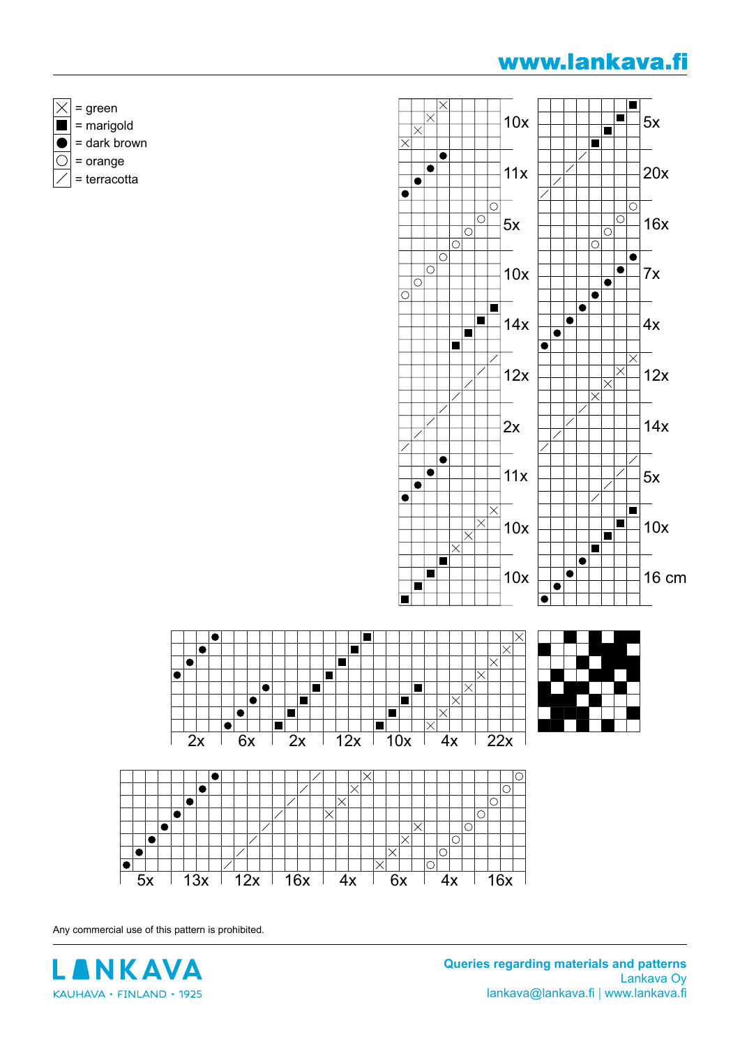www.lankava.fi

- ☒ = green
- ■ = marigold
- ● = dark brown
- ○ = orange
- ⧄ = terracotta

10x
11x
5x
10x
14x
12x
2x
11x
10x
10x

5x
20x
16x
7x
4x
12x
14x
5x
10x
16 cm

2x 6x 2x 12x 10x 4x 22x

5x 13x 12x 16x 4x 6x 4x 16x

Any commercial use of this pattern is prohibited.

LANKAVA
KAUHAVA • FINLAND • 1925

**Queries regarding materials and patterns**
Lankava Oy
lankava@lankava.fi | www.lankava.fi